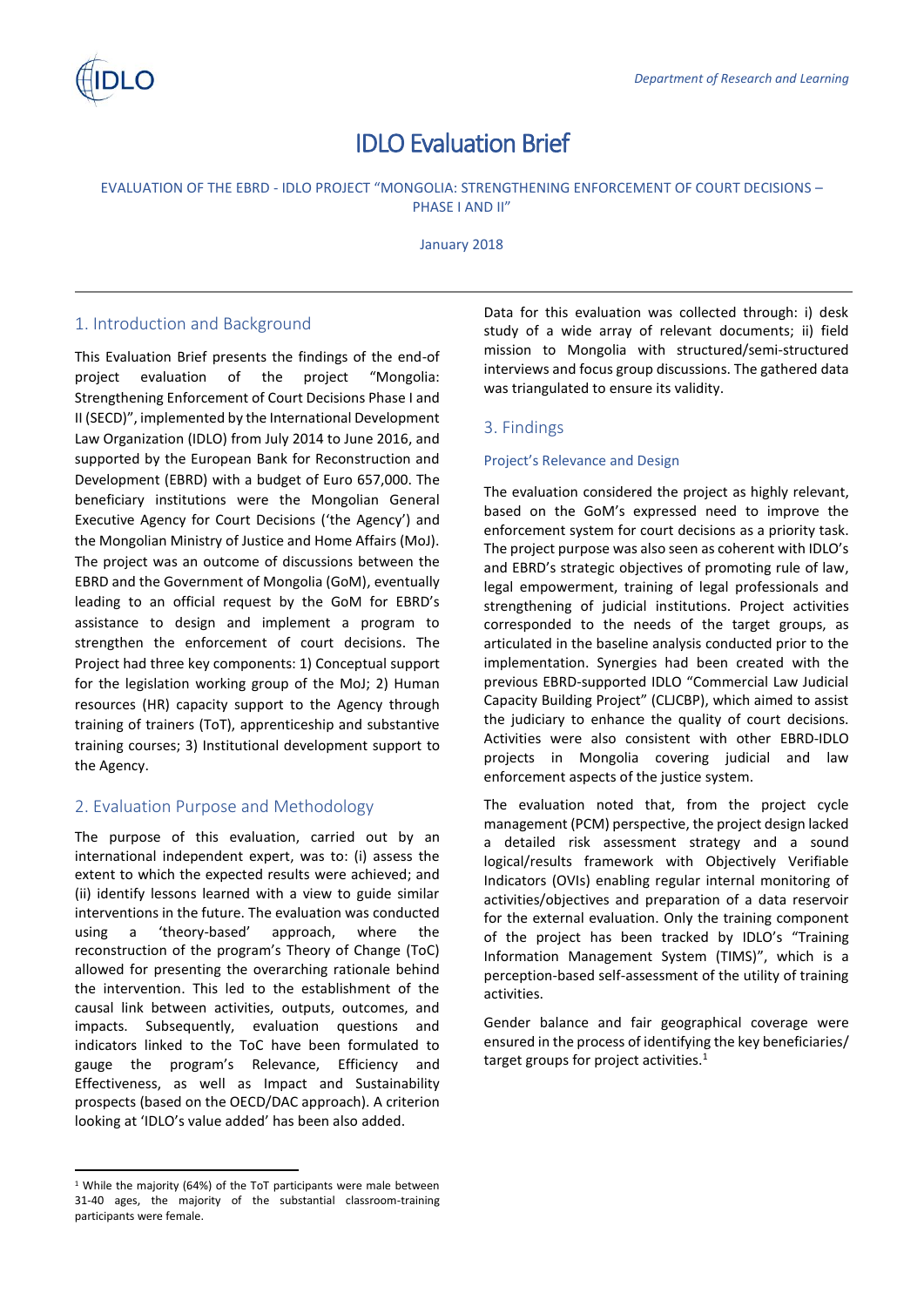# IDLO Evaluation Brief

EVALUATION OF THE EBRD - IDLO PROJECT "MONGOLIA: STRENGTHENING ENFORCEMENT OF COURT DECISIONS – PHASE I AND II"

January 2018

## 1. Introduction and Background

This Evaluation Brief presents the findings of the end-of project evaluation of the project "Mongolia: Strengthening Enforcement of Court Decisions Phase I and II (SECD)", implemented by the International Development Law Organization (IDLO) from July 2014 to June 2016, and supported by the European Bank for Reconstruction and Development (EBRD) with a budget of Euro 657,000. The beneficiary institutions were the Mongolian General Executive Agency for Court Decisions ('the Agency') and the Mongolian Ministry of Justice and Home Affairs (MoJ). The project was an outcome of discussions between the EBRD and the Government of Mongolia (GoM), eventually leading to an official request by the GoM for EBRD's assistance to design and implement a program to strengthen the enforcement of court decisions. The Project had three key components: 1) Conceptual support for the legislation working group of the MoJ; 2) Human resources (HR) capacity support to the Agency through training of trainers (ToT), apprenticeship and substantive training courses; 3) Institutional development support to the Agency.

## 2. Evaluation Purpose and Methodology

The purpose of this evaluation, carried out by an international independent expert, was to: (i) assess the extent to which the expected results were achieved; and (ii) identify lessons learned with a view to guide similar interventions in the future. The evaluation was conducted using a 'theory-based' approach, where the reconstruction of the program's Theory of Change (ToC) allowed for presenting the overarching rationale behind the intervention. This led to the establishment of the causal link between activities, outputs, outcomes, and impacts. Subsequently, evaluation questions and indicators linked to the ToC have been formulated to gauge the program's Relevance, Efficiency and Effectiveness, as well as Impact and Sustainability prospects (based on the OECD/DAC approach). A criterion looking at 'IDLO's value added' has been also added.

Data for this evaluation was collected through: i) desk study of a wide array of relevant documents; ii) field mission to Mongolia with structured/semi-structured interviews and focus group discussions. The gathered data was triangulated to ensure its validity.

## 3. Findings

### Project's Relevance and Design

The evaluation considered the project as highly relevant, based on the GoM's expressed need to improve the enforcement system for court decisions as a priority task. The project purpose was also seen as coherent with IDLO's and EBRD's strategic objectives of promoting rule of law, legal empowerment, training of legal professionals and strengthening of judicial institutions. Project activities corresponded to the needs of the target groups, as articulated in the baseline analysis conducted prior to the implementation. Synergies had been created with the previous EBRD-supported IDLO "Commercial Law Judicial Capacity Building Project" (CLJCBP), which aimed to assist the judiciary to enhance the quality of court decisions. Activities were also consistent with other EBRD-IDLO projects in Mongolia covering judicial and law enforcement aspects of the justice system.

The evaluation noted that, from the project cycle management (PCM) perspective, the project design lacked a detailed risk assessment strategy and a sound logical/results framework with Objectively Verifiable Indicators (OVIs) enabling regular internal monitoring of activities/objectives and preparation of a data reservoir for the external evaluation. Only the training component of the project has been tracked by IDLO's "Training Information Management System (TIMS)", which is a perception-based self-assessment of the utility of training activities.

Gender balance and fair geographical coverage were ensured in the process of identifying the key beneficiaries/ target groups for project activities.[1]

[1] While the majority (64%) of the ToT participants were male between 31-40 ages, the majority of the substantial classroom-training participants were female.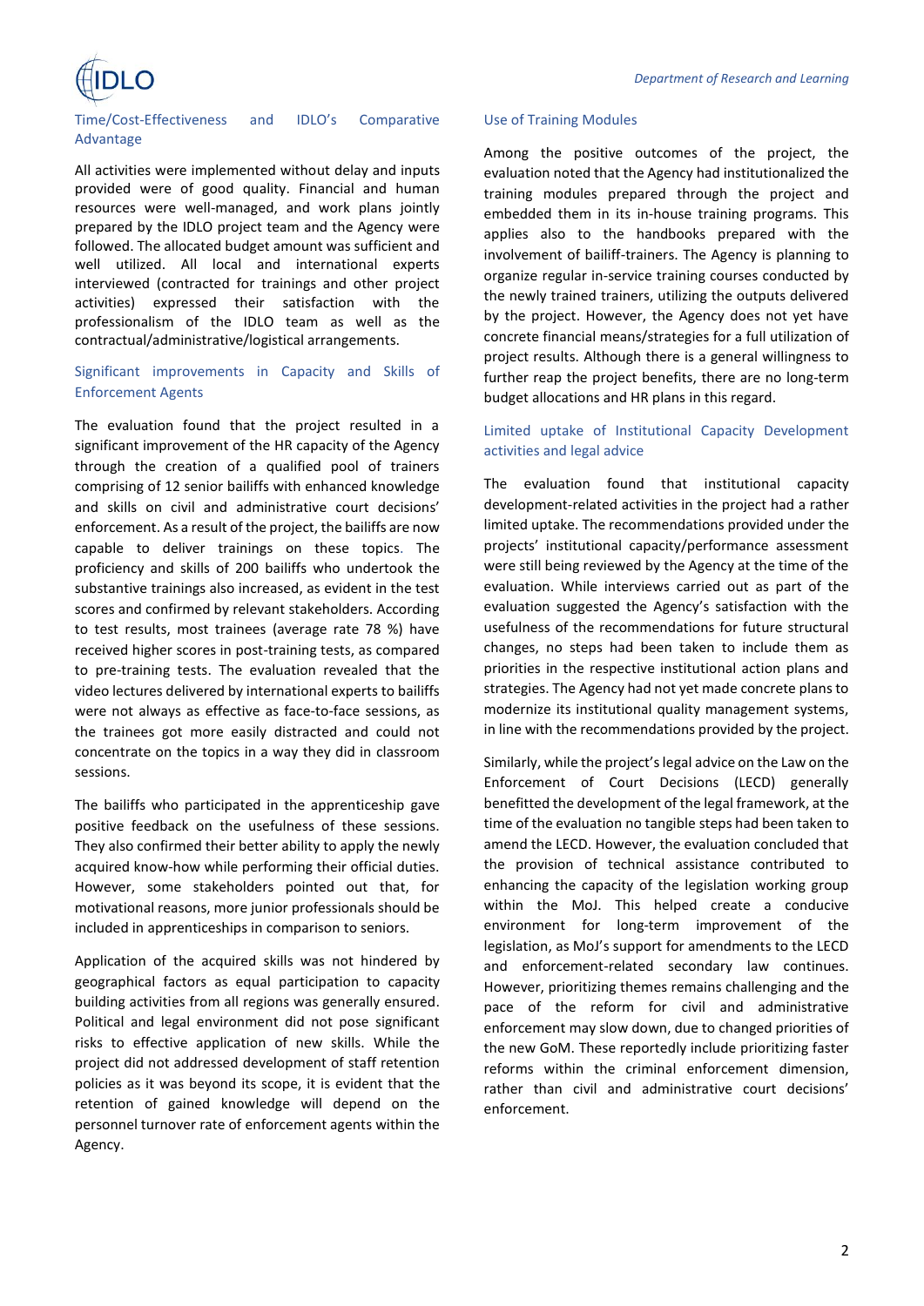## Time/Cost-Effectiveness and IDLO's Comparative Advantage

All activities were implemented without delay and inputs provided were of good quality. Financial and human resources were well-managed, and work plans jointly prepared by the IDLO project team and the Agency were followed. The allocated budget amount was sufficient and well utilized. All local and international experts interviewed (contracted for trainings and other project activities) expressed their satisfaction with the professionalism of the IDLO team as well as the contractual/administrative/logistical arrangements.

## Significant improvements in Capacity and Skills of Enforcement Agents

The evaluation found that the project resulted in a significant improvement of the HR capacity of the Agency through the creation of a qualified pool of trainers comprising of 12 senior bailiffs with enhanced knowledge and skills on civil and administrative court decisions' enforcement. As a result of the project, the bailiffs are now capable to deliver trainings on these topics. The proficiency and skills of 200 bailiffs who undertook the substantive trainings also increased, as evident in the test scores and confirmed by relevant stakeholders. According to test results, most trainees (average rate 78 %) have received higher scores in post-training tests, as compared to pre-training tests. The evaluation revealed that the video lectures delivered by international experts to bailiffs were not always as effective as face-to-face sessions, as the trainees got more easily distracted and could not concentrate on the topics in a way they did in classroom sessions.

The bailiffs who participated in the apprenticeship gave positive feedback on the usefulness of these sessions. They also confirmed their better ability to apply the newly acquired know-how while performing their official duties. However, some stakeholders pointed out that, for motivational reasons, more junior professionals should be included in apprenticeships in comparison to seniors.

Application of the acquired skills was not hindered by geographical factors as equal participation to capacity building activities from all regions was generally ensured. Political and legal environment did not pose significant risks to effective application of new skills. While the project did not addressed development of staff retention policies as it was beyond its scope, it is evident that the retention of gained knowledge will depend on the personnel turnover rate of enforcement agents within the Agency.

## Use of Training Modules

Among the positive outcomes of the project, the evaluation noted that the Agency had institutionalized the training modules prepared through the project and embedded them in its in-house training programs. This applies also to the handbooks prepared with the involvement of bailiff-trainers. The Agency is planning to organize regular in-service training courses conducted by the newly trained trainers, utilizing the outputs delivered by the project. However, the Agency does not yet have concrete financial means/strategies for a full utilization of project results. Although there is a general willingness to further reap the project benefits, there are no long-term budget allocations and HR plans in this regard.

## Limited uptake of Institutional Capacity Development activities and legal advice

The evaluation found that institutional capacity development-related activities in the project had a rather limited uptake. The recommendations provided under the projects' institutional capacity/performance assessment were still being reviewed by the Agency at the time of the evaluation. While interviews carried out as part of the evaluation suggested the Agency's satisfaction with the usefulness of the recommendations for future structural changes, no steps had been taken to include them as priorities in the respective institutional action plans and strategies. The Agency had not yet made concrete plans to modernize its institutional quality management systems, in line with the recommendations provided by the project.

Similarly, while the project's legal advice on the Law on the Enforcement of Court Decisions (LECD) generally benefitted the development of the legal framework, at the time of the evaluation no tangible steps had been taken to amend the LECD. However, the evaluation concluded that the provision of technical assistance contributed to enhancing the capacity of the legislation working group within the MoJ. This helped create a conducive environment for long-term improvement of the legislation, as MoJ's support for amendments to the LECD and enforcement-related secondary law continues. However, prioritizing themes remains challenging and the pace of the reform for civil and administrative enforcement may slow down, due to changed priorities of the new GoM. These reportedly include prioritizing faster reforms within the criminal enforcement dimension, rather than civil and administrative court decisions' enforcement.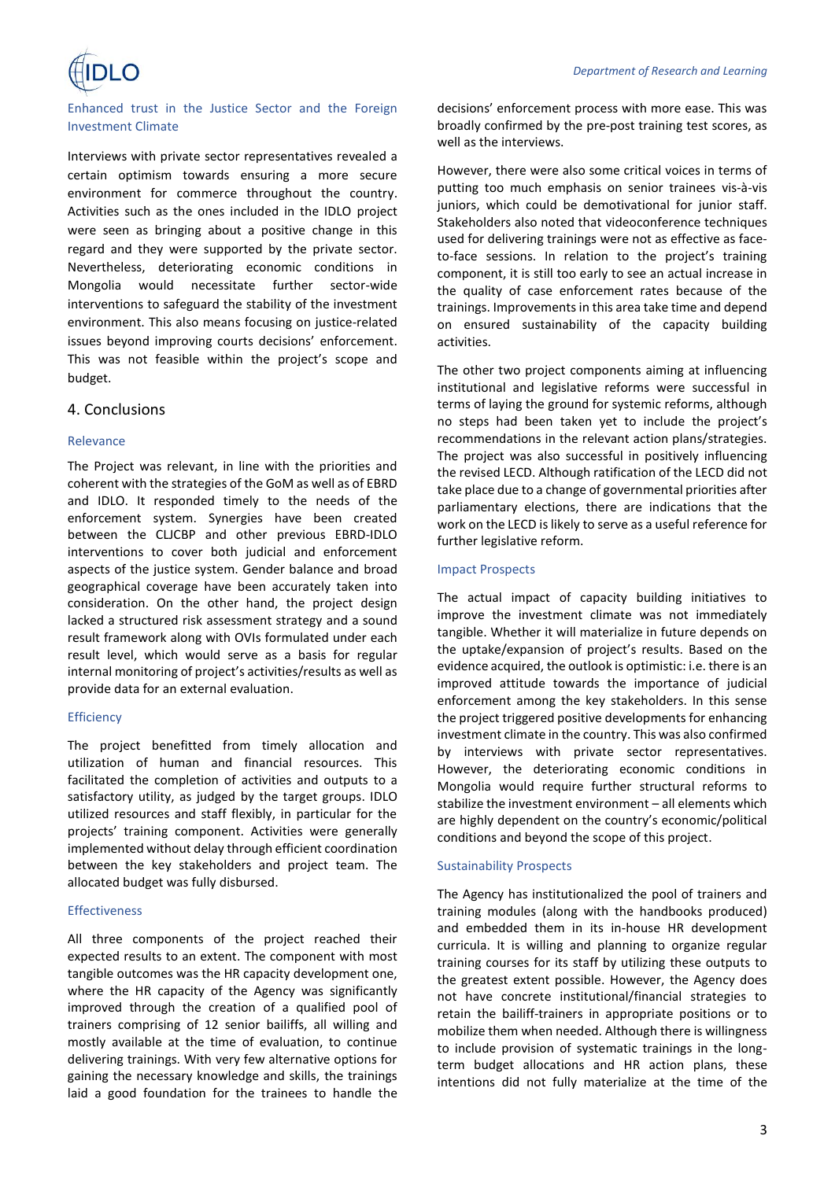### Enhanced trust in the Justice Sector and the Foreign Investment Climate

Interviews with private sector representatives revealed a certain optimism towards ensuring a more secure environment for commerce throughout the country. Activities such as the ones included in the IDLO project were seen as bringing about a positive change in this regard and they were supported by the private sector. Nevertheless, deteriorating economic conditions in Mongolia would necessitate further sector-wide interventions to safeguard the stability of the investment environment. This also means focusing on justice-related issues beyond improving courts decisions' enforcement. This was not feasible within the project's scope and budget.

## 4. Conclusions

### Relevance

The Project was relevant, in line with the priorities and coherent with the strategies of the GoM as well as of EBRD and IDLO. It responded timely to the needs of the enforcement system. Synergies have been created between the CLJCBP and other previous EBRD-IDLO interventions to cover both judicial and enforcement aspects of the justice system. Gender balance and broad geographical coverage have been accurately taken into consideration. On the other hand, the project design lacked a structured risk assessment strategy and a sound result framework along with OVIs formulated under each result level, which would serve as a basis for regular internal monitoring of project's activities/results as well as provide data for an external evaluation.

### Efficiency

The project benefitted from timely allocation and utilization of human and financial resources. This facilitated the completion of activities and outputs to a satisfactory utility, as judged by the target groups. IDLO utilized resources and staff flexibly, in particular for the projects' training component. Activities were generally implemented without delay through efficient coordination between the key stakeholders and project team. The allocated budget was fully disbursed.

### Effectiveness

All three components of the project reached their expected results to an extent. The component with most tangible outcomes was the HR capacity development one, where the HR capacity of the Agency was significantly improved through the creation of a qualified pool of trainers comprising of 12 senior bailiffs, all willing and mostly available at the time of evaluation, to continue delivering trainings. With very few alternative options for gaining the necessary knowledge and skills, the trainings laid a good foundation for the trainees to handle the decisions' enforcement process with more ease. This was broadly confirmed by the pre-post training test scores, as well as the interviews.

However, there were also some critical voices in terms of putting too much emphasis on senior trainees vis-à-vis juniors, which could be demotivational for junior staff. Stakeholders also noted that videoconference techniques used for delivering trainings were not as effective as face-to-face sessions. In relation to the project's training component, it is still too early to see an actual increase in the quality of case enforcement rates because of the trainings. Improvements in this area take time and depend on ensured sustainability of the capacity building activities.

The other two project components aiming at influencing institutional and legislative reforms were successful in terms of laying the ground for systemic reforms, although no steps had been taken yet to include the project's recommendations in the relevant action plans/strategies. The project was also successful in positively influencing the revised LECD. Although ratification of the LECD did not take place due to a change of governmental priorities after parliamentary elections, there are indications that the work on the LECD is likely to serve as a useful reference for further legislative reform.

### Impact Prospects

The actual impact of capacity building initiatives to improve the investment climate was not immediately tangible. Whether it will materialize in future depends on the uptake/expansion of project's results. Based on the evidence acquired, the outlook is optimistic: i.e. there is an improved attitude towards the importance of judicial enforcement among the key stakeholders. In this sense the project triggered positive developments for enhancing investment climate in the country. This was also confirmed by interviews with private sector representatives. However, the deteriorating economic conditions in Mongolia would require further structural reforms to stabilize the investment environment – all elements which are highly dependent on the country's economic/political conditions and beyond the scope of this project.

### Sustainability Prospects

The Agency has institutionalized the pool of trainers and training modules (along with the handbooks produced) and embedded them in its in-house HR development curricula. It is willing and planning to organize regular training courses for its staff by utilizing these outputs to the greatest extent possible. However, the Agency does not have concrete institutional/financial strategies to retain the bailiff-trainers in appropriate positions or to mobilize them when needed. Although there is willingness to include provision of systematic trainings in the long-term budget allocations and HR action plans, these intentions did not fully materialize at the time of the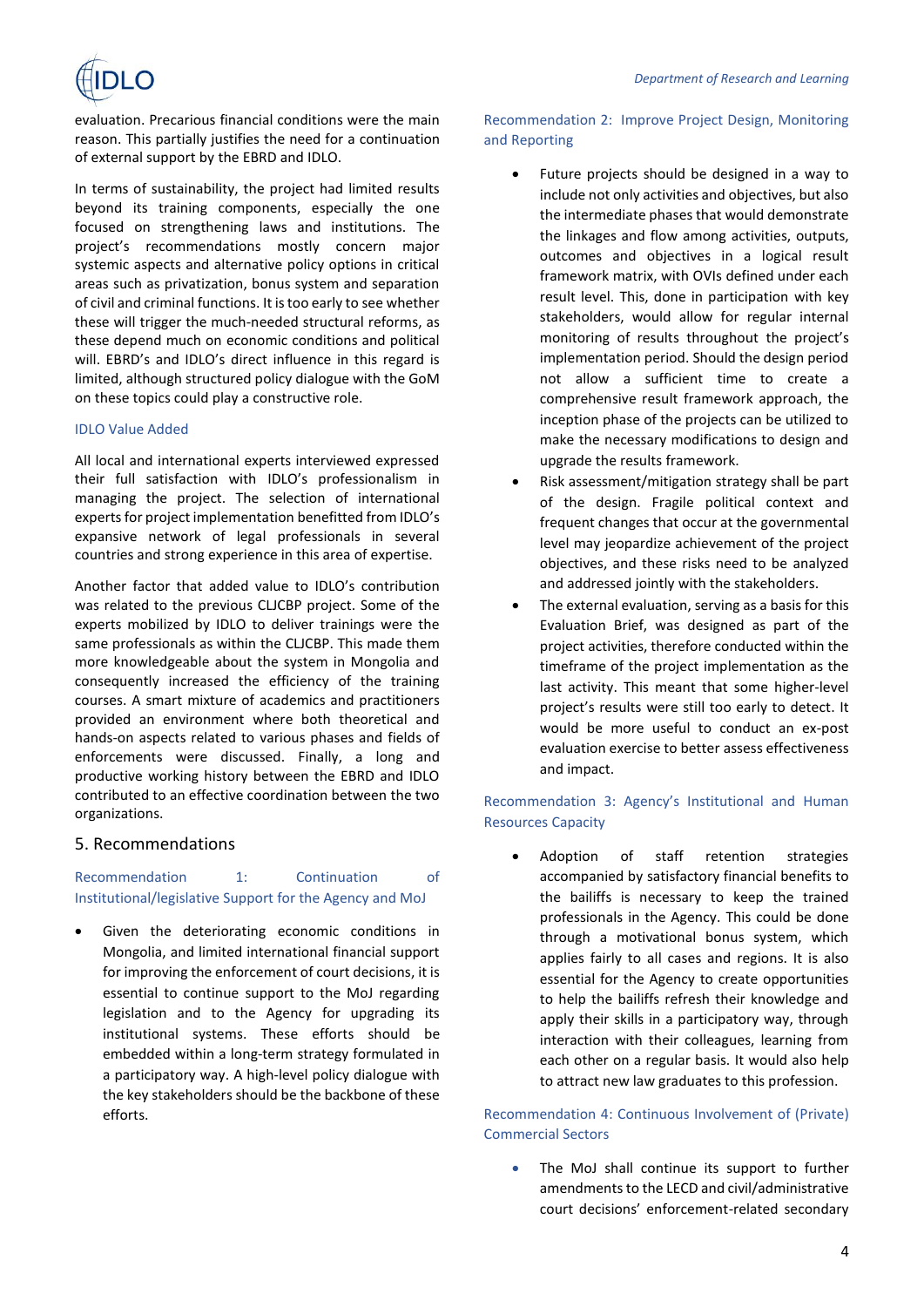evaluation. Precarious financial conditions were the main reason. This partially justifies the need for a continuation of external support by the EBRD and IDLO.

In terms of sustainability, the project had limited results beyond its training components, especially the one focused on strengthening laws and institutions. The project's recommendations mostly concern major systemic aspects and alternative policy options in critical areas such as privatization, bonus system and separation of civil and criminal functions. It is too early to see whether these will trigger the much-needed structural reforms, as these depend much on economic conditions and political will. EBRD's and IDLO's direct influence in this regard is limited, although structured policy dialogue with the GoM on these topics could play a constructive role.

### IDLO Value Added

All local and international experts interviewed expressed their full satisfaction with IDLO's professionalism in managing the project. The selection of international experts for project implementation benefitted from IDLO's expansive network of legal professionals in several countries and strong experience in this area of expertise.

Another factor that added value to IDLO's contribution was related to the previous CLJCBP project. Some of the experts mobilized by IDLO to deliver trainings were the same professionals as within the CLJCBP. This made them more knowledgeable about the system in Mongolia and consequently increased the efficiency of the training courses. A smart mixture of academics and practitioners provided an environment where both theoretical and hands-on aspects related to various phases and fields of enforcements were discussed. Finally, a long and productive working history between the EBRD and IDLO contributed to an effective coordination between the two organizations.

## 5. Recommendations

### Recommendation 1: Continuation of Institutional/legislative Support for the Agency and MoJ

- Given the deteriorating economic conditions in Mongolia, and limited international financial support for improving the enforcement of court decisions, it is essential to continue support to the MoJ regarding legislation and to the Agency for upgrading its institutional systems. These efforts should be embedded within a long-term strategy formulated in a participatory way. A high-level policy dialogue with the key stakeholders should be the backbone of these efforts.

### Recommendation 2: Improve Project Design, Monitoring and Reporting

- Future projects should be designed in a way to include not only activities and objectives, but also the intermediate phases that would demonstrate the linkages and flow among activities, outputs, outcomes and objectives in a logical result framework matrix, with OVIs defined under each result level. This, done in participation with key stakeholders, would allow for regular internal monitoring of results throughout the project's implementation period. Should the design period not allow a sufficient time to create a comprehensive result framework approach, the inception phase of the projects can be utilized to make the necessary modifications to design and upgrade the results framework.
- Risk assessment/mitigation strategy shall be part of the design. Fragile political context and frequent changes that occur at the governmental level may jeopardize achievement of the project objectives, and these risks need to be analyzed and addressed jointly with the stakeholders.
- The external evaluation, serving as a basis for this Evaluation Brief, was designed as part of the project activities, therefore conducted within the timeframe of the project implementation as the last activity. This meant that some higher-level project's results were still too early to detect. It would be more useful to conduct an ex-post evaluation exercise to better assess effectiveness and impact.

### Recommendation 3: Agency's Institutional and Human Resources Capacity

- Adoption of staff retention strategies accompanied by satisfactory financial benefits to the bailiffs is necessary to keep the trained professionals in the Agency. This could be done through a motivational bonus system, which applies fairly to all cases and regions. It is also essential for the Agency to create opportunities to help the bailiffs refresh their knowledge and apply their skills in a participatory way, through interaction with their colleagues, learning from each other on a regular basis. It would also help to attract new law graduates to this profession.

### Recommendation 4: Continuous Involvement of (Private) Commercial Sectors

- The MoJ shall continue its support to further amendments to the LECD and civil/administrative court decisions' enforcement-related secondary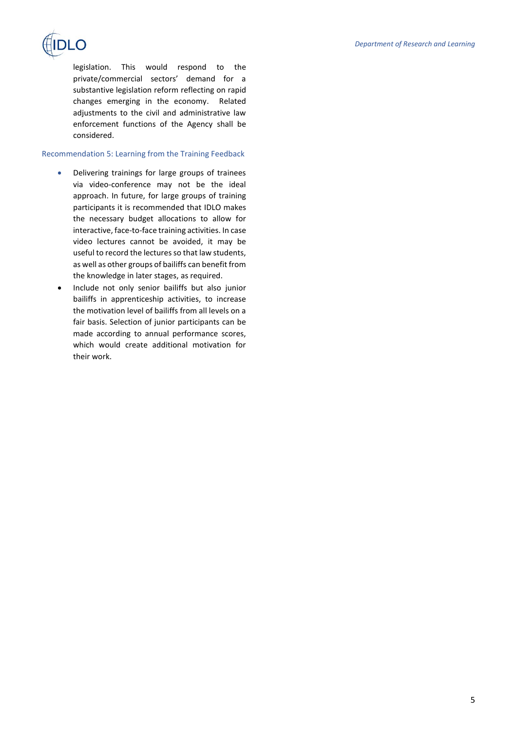legislation. This would respond to the private/commercial sectors' demand for a substantive legislation reform reflecting on rapid changes emerging in the economy. Related adjustments to the civil and administrative law enforcement functions of the Agency shall be considered.

### Recommendation 5: Learning from the Training Feedback

- Delivering trainings for large groups of trainees via video-conference may not be the ideal approach. In future, for large groups of training participants it is recommended that IDLO makes the necessary budget allocations to allow for interactive, face-to-face training activities. In case video lectures cannot be avoided, it may be useful to record the lectures so that law students, as well as other groups of bailiffs can benefit from the knowledge in later stages, as required.
- Include not only senior bailiffs but also junior bailiffs in apprenticeship activities, to increase the motivation level of bailiffs from all levels on a fair basis. Selection of junior participants can be made according to annual performance scores, which would create additional motivation for their work.